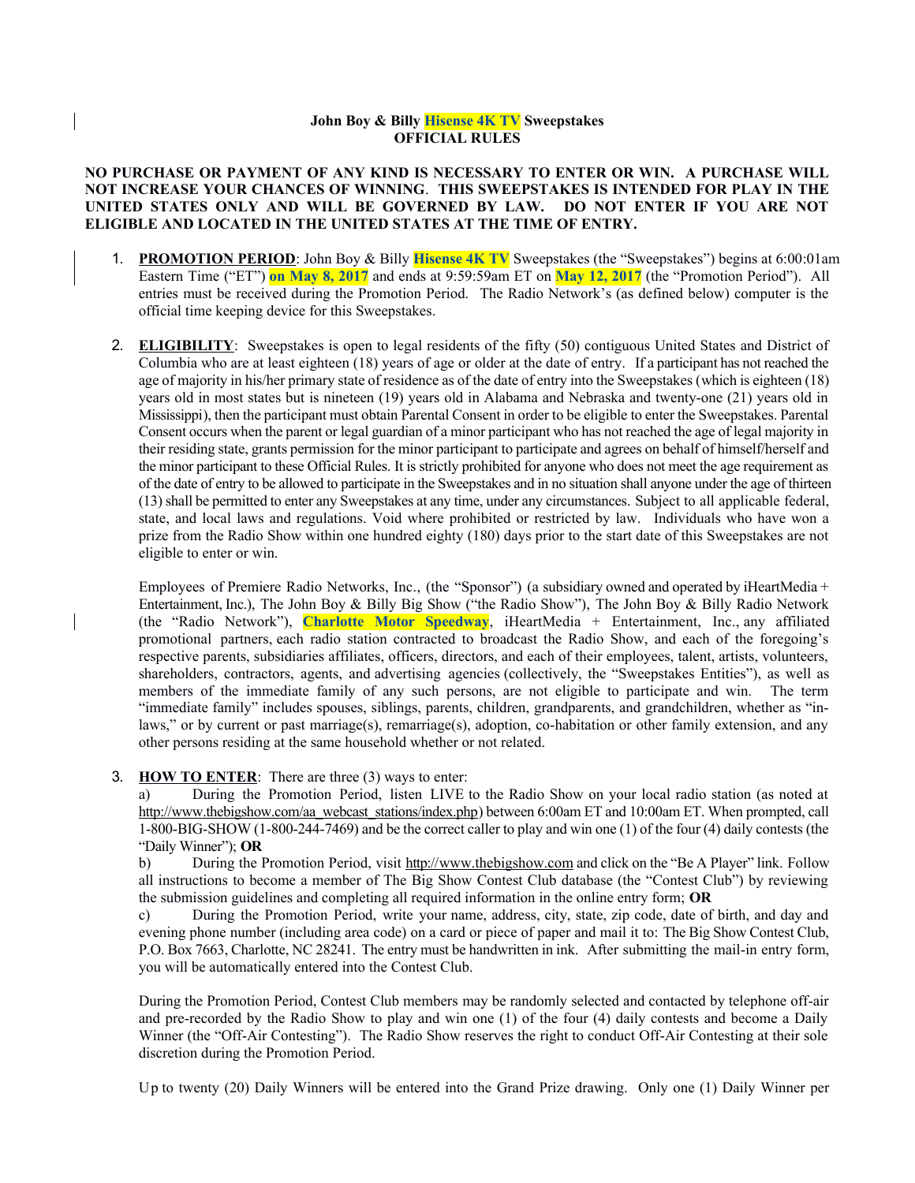**John Boy & Billy Hisense 4K TV Sweepstakes**
**OFFICIAL RULES**

**NO PURCHASE OR PAYMENT OF ANY KIND IS NECESSARY TO ENTER OR WIN. A PURCHASE WILL NOT INCREASE YOUR CHANCES OF WINNING. THIS SWEEPSTAKES IS INTENDED FOR PLAY IN THE UNITED STATES ONLY AND WILL BE GOVERNED BY LAW. DO NOT ENTER IF YOU ARE NOT ELIGIBLE AND LOCATED IN THE UNITED STATES AT THE TIME OF ENTRY.**

1. **PROMOTION PERIOD**: John Boy & Billy **Hisense 4K TV** Sweepstakes (the "Sweepstakes") begins at 6:00:01am Eastern Time ("ET") **on May 8, 2017** and ends at 9:59:59am ET on **May 12, 2017** (the "Promotion Period"). All entries must be received during the Promotion Period. The Radio Network's (as defined below) computer is the official time keeping device for this Sweepstakes.

2. **ELIGIBILITY**: Sweepstakes is open to legal residents of the fifty (50) contiguous United States and District of Columbia who are at least eighteen (18) years of age or older at the date of entry. If a participant has not reached the age of majority in his/her primary state of residence as of the date of entry into the Sweepstakes (which is eighteen (18) years old in most states but is nineteen (19) years old in Alabama and Nebraska and twenty-one (21) years old in Mississippi), then the participant must obtain Parental Consent in order to be eligible to enter the Sweepstakes. Parental Consent occurs when the parent or legal guardian of a minor participant who has not reached the age of legal majority in their residing state, grants permission for the minor participant to participate and agrees on behalf of himself/herself and the minor participant to these Official Rules. It is strictly prohibited for anyone who does not meet the age requirement as of the date of entry to be allowed to participate in the Sweepstakes and in no situation shall anyone under the age of thirteen (13) shall be permitted to enter any Sweepstakes at any time, under any circumstances. Subject to all applicable federal, state, and local laws and regulations. Void where prohibited or restricted by law. Individuals who have won a prize from the Radio Show within one hundred eighty (180) days prior to the start date of this Sweepstakes are not eligible to enter or win.

   Employees of Premiere Radio Networks, Inc., (the "Sponsor") (a subsidiary owned and operated by iHeartMedia + Entertainment, Inc.), The John Boy & Billy Big Show ("the Radio Show"), The John Boy & Billy Radio Network (the "Radio Network"), **Charlotte Motor Speedway**, iHeartMedia + Entertainment, Inc., any affiliated promotional partners, each radio station contracted to broadcast the Radio Show, and each of the foregoing's respective parents, subsidiaries affiliates, officers, directors, and each of their employees, talent, artists, volunteers, shareholders, contractors, agents, and advertising agencies (collectively, the "Sweepstakes Entities"), as well as members of the immediate family of any such persons, are not eligible to participate and win. The term "immediate family" includes spouses, siblings, parents, children, grandparents, and grandchildren, whether as "in-laws," or by current or past marriage(s), remarriage(s), adoption, co-habitation or other family extension, and any other persons residing at the same household whether or not related.

3. **HOW TO ENTER**: There are three (3) ways to enter:
   a) During the Promotion Period, listen LIVE to the Radio Show on your local radio station (as noted at http://www.thebigshow.com/aa_webcast_stations/index.php) between 6:00am ET and 10:00am ET. When prompted, call 1-800-BIG-SHOW (1-800-244-7469) and be the correct caller to play and win one (1) of the four (4) daily contests (the "Daily Winner"); **OR**
   b) During the Promotion Period, visit http://www.thebigshow.com and click on the "Be A Player" link. Follow all instructions to become a member of The Big Show Contest Club database (the "Contest Club") by reviewing the submission guidelines and completing all required information in the online entry form; **OR**
   c) During the Promotion Period, write your name, address, city, state, zip code, date of birth, and day and evening phone number (including area code) on a card or piece of paper and mail it to: The Big Show Contest Club, P.O. Box 7663, Charlotte, NC 28241. The entry must be handwritten in ink. After submitting the mail-in entry form, you will be automatically entered into the Contest Club.

   During the Promotion Period, Contest Club members may be randomly selected and contacted by telephone off-air and pre-recorded by the Radio Show to play and win one (1) of the four (4) daily contests and become a Daily Winner (the "Off-Air Contesting"). The Radio Show reserves the right to conduct Off-Air Contesting at their sole discretion during the Promotion Period.

   Up to twenty (20) Daily Winners will be entered into the Grand Prize drawing. Only one (1) Daily Winner per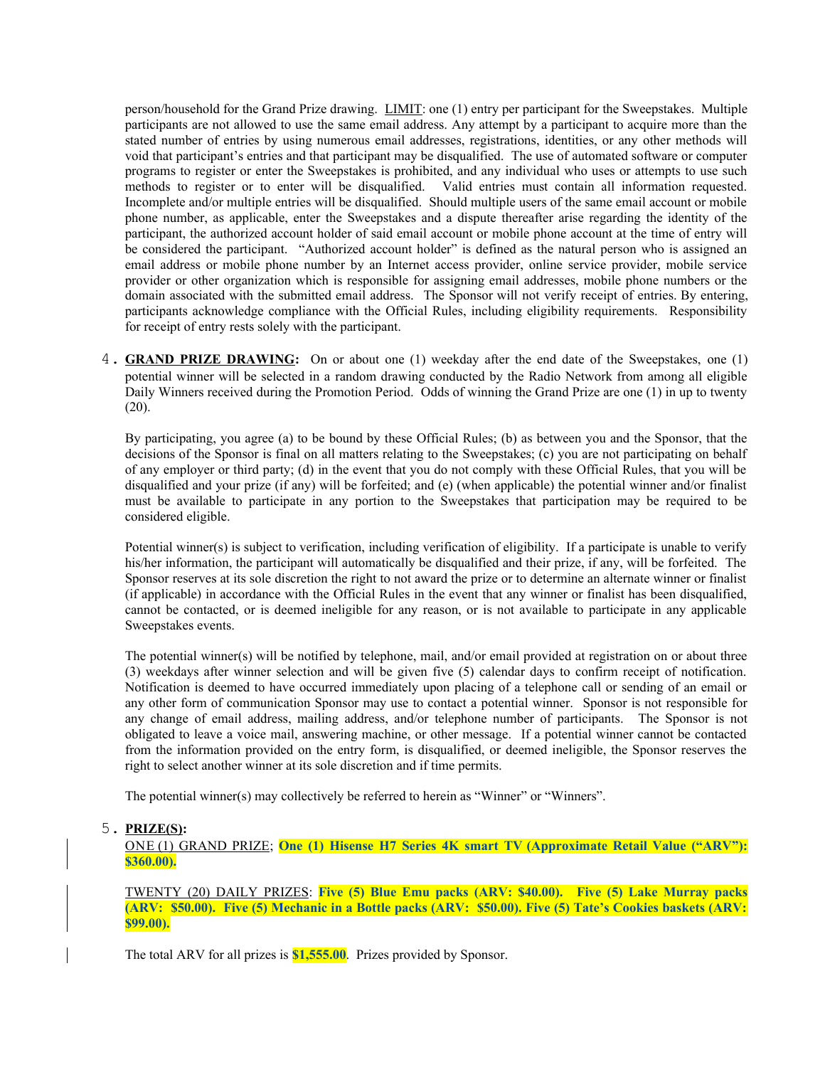person/household for the Grand Prize drawing. LIMIT: one (1) entry per participant for the Sweepstakes. Multiple participants are not allowed to use the same email address. Any attempt by a participant to acquire more than the stated number of entries by using numerous email addresses, registrations, identities, or any other methods will void that participant's entries and that participant may be disqualified. The use of automated software or computer programs to register or enter the Sweepstakes is prohibited, and any individual who uses or attempts to use such methods to register or to enter will be disqualified. Valid entries must contain all information requested. Incomplete and/or multiple entries will be disqualified. Should multiple users of the same email account or mobile phone number, as applicable, enter the Sweepstakes and a dispute thereafter arise regarding the identity of the participant, the authorized account holder of said email account or mobile phone account at the time of entry will be considered the participant. "Authorized account holder" is defined as the natural person who is assigned an email address or mobile phone number by an Internet access provider, online service provider, mobile service provider or other organization which is responsible for assigning email addresses, mobile phone numbers or the domain associated with the submitted email address. The Sponsor will not verify receipt of entries. By entering, participants acknowledge compliance with the Official Rules, including eligibility requirements. Responsibility for receipt of entry rests solely with the participant.

4. **GRAND PRIZE DRAWING:** On or about one (1) weekday after the end date of the Sweepstakes, one (1) potential winner will be selected in a random drawing conducted by the Radio Network from among all eligible Daily Winners received during the Promotion Period. Odds of winning the Grand Prize are one (1) in up to twenty (20).

   By participating, you agree (a) to be bound by these Official Rules; (b) as between you and the Sponsor, that the decisions of the Sponsor is final on all matters relating to the Sweepstakes; (c) you are not participating on behalf of any employer or third party; (d) in the event that you do not comply with these Official Rules, that you will be disqualified and your prize (if any) will be forfeited; and (e) (when applicable) the potential winner and/or finalist must be available to participate in any portion to the Sweepstakes that participation may be required to be considered eligible.

   Potential winner(s) is subject to verification, including verification of eligibility. If a participate is unable to verify his/her information, the participant will automatically be disqualified and their prize, if any, will be forfeited. The Sponsor reserves at its sole discretion the right to not award the prize or to determine an alternate winner or finalist (if applicable) in accordance with the Official Rules in the event that any winner or finalist has been disqualified, cannot be contacted, or is deemed ineligible for any reason, or is not available to participate in any applicable Sweepstakes events.

   The potential winner(s) will be notified by telephone, mail, and/or email provided at registration on or about three (3) weekdays after winner selection and will be given five (5) calendar days to confirm receipt of notification. Notification is deemed to have occurred immediately upon placing of a telephone call or sending of an email or any other form of communication Sponsor may use to contact a potential winner. Sponsor is not responsible for any change of email address, mailing address, and/or telephone number of participants. The Sponsor is not obligated to leave a voice mail, answering machine, or other message. If a potential winner cannot be contacted from the information provided on the entry form, is disqualified, or deemed ineligible, the Sponsor reserves the right to select another winner at its sole discretion and if time permits.

   The potential winner(s) may collectively be referred to herein as "Winner" or "Winners".

5. **PRIZE(S):**

   ONE (1) GRAND PRIZE; **One (1) Hisense H7 Series 4K smart TV (Approximate Retail Value ("ARV"): $360.00).**

   TWENTY (20) DAILY PRIZES: **Five (5) Blue Emu packs (ARV: $40.00). Five (5) Lake Murray packs (ARV: $50.00). Five (5) Mechanic in a Bottle packs (ARV: $50.00). Five (5) Tate's Cookies baskets (ARV: $99.00).**

   The total ARV for all prizes is **$1,555.00**. Prizes provided by Sponsor.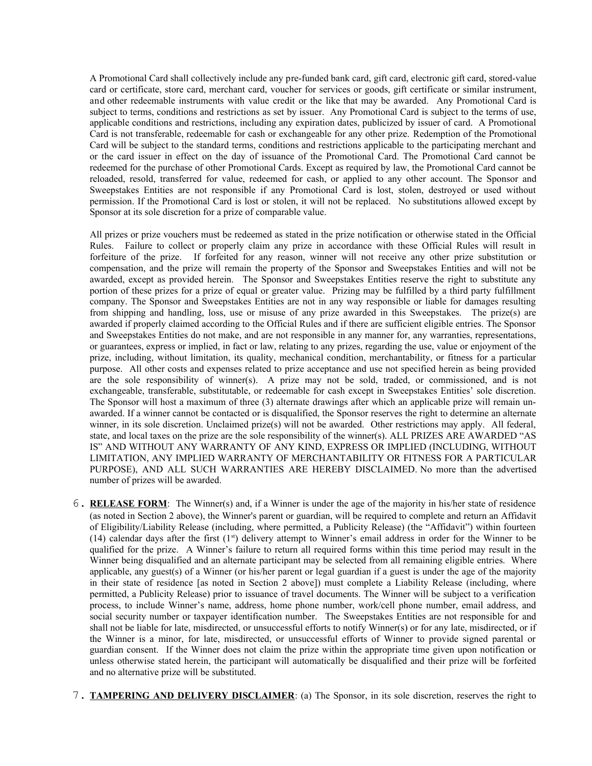A Promotional Card shall collectively include any pre-funded bank card, gift card, electronic gift card, stored-value card or certificate, store card, merchant card, voucher for services or goods, gift certificate or similar instrument, and other redeemable instruments with value credit or the like that may be awarded. Any Promotional Card is subject to terms, conditions and restrictions as set by issuer. Any Promotional Card is subject to the terms of use, applicable conditions and restrictions, including any expiration dates, publicized by issuer of card. A Promotional Card is not transferable, redeemable for cash or exchangeable for any other prize. Redemption of the Promotional Card will be subject to the standard terms, conditions and restrictions applicable to the participating merchant and or the card issuer in effect on the day of issuance of the Promotional Card. The Promotional Card cannot be redeemed for the purchase of other Promotional Cards. Except as required by law, the Promotional Card cannot be reloaded, resold, transferred for value, redeemed for cash, or applied to any other account. The Sponsor and Sweepstakes Entities are not responsible if any Promotional Card is lost, stolen, destroyed or used without permission. If the Promotional Card is lost or stolen, it will not be replaced. No substitutions allowed except by Sponsor at its sole discretion for a prize of comparable value.

All prizes or prize vouchers must be redeemed as stated in the prize notification or otherwise stated in the Official Rules. Failure to collect or properly claim any prize in accordance with these Official Rules will result in forfeiture of the prize. If forfeited for any reason, winner will not receive any other prize substitution or compensation, and the prize will remain the property of the Sponsor and Sweepstakes Entities and will not be awarded, except as provided herein. The Sponsor and Sweepstakes Entities reserve the right to substitute any portion of these prizes for a prize of equal or greater value. Prizing may be fulfilled by a third party fulfillment company. The Sponsor and Sweepstakes Entities are not in any way responsible or liable for damages resulting from shipping and handling, loss, use or misuse of any prize awarded in this Sweepstakes. The prize(s) are awarded if properly claimed according to the Official Rules and if there are sufficient eligible entries. The Sponsor and Sweepstakes Entities do not make, and are not responsible in any manner for, any warranties, representations, or guarantees, express or implied, in fact or law, relating to any prizes, regarding the use, value or enjoyment of the prize, including, without limitation, its quality, mechanical condition, merchantability, or fitness for a particular purpose. All other costs and expenses related to prize acceptance and use not specified herein as being provided are the sole responsibility of winner(s). A prize may not be sold, traded, or commissioned, and is not exchangeable, transferable, substitutable, or redeemable for cash except in Sweepstakes Entities' sole discretion. The Sponsor will host a maximum of three (3) alternate drawings after which an applicable prize will remain un-awarded. If a winner cannot be contacted or is disqualified, the Sponsor reserves the right to determine an alternate winner, in its sole discretion. Unclaimed prize(s) will not be awarded. Other restrictions may apply. All federal, state, and local taxes on the prize are the sole responsibility of the winner(s). ALL PRIZES ARE AWARDED "AS IS" AND WITHOUT ANY WARRANTY OF ANY KIND, EXPRESS OR IMPLIED (INCLUDING, WITHOUT LIMITATION, ANY IMPLIED WARRANTY OF MERCHANTABILITY OR FITNESS FOR A PARTICULAR PURPOSE), AND ALL SUCH WARRANTIES ARE HEREBY DISCLAIMED. No more than the advertised number of prizes will be awarded.

6. **RELEASE FORM**: The Winner(s) and, if a Winner is under the age of the majority in his/her state of residence (as noted in Section 2 above), the Winner's parent or guardian, will be required to complete and return an Affidavit of Eligibility/Liability Release (including, where permitted, a Publicity Release) (the "Affidavit") within fourteen (14) calendar days after the first (1st) delivery attempt to Winner's email address in order for the Winner to be qualified for the prize. A Winner's failure to return all required forms within this time period may result in the Winner being disqualified and an alternate participant may be selected from all remaining eligible entries. Where applicable, any guest(s) of a Winner (or his/her parent or legal guardian if a guest is under the age of the majority in their state of residence [as noted in Section 2 above]) must complete a Liability Release (including, where permitted, a Publicity Release) prior to issuance of travel documents. The Winner will be subject to a verification process, to include Winner's name, address, home phone number, work/cell phone number, email address, and social security number or taxpayer identification number. The Sweepstakes Entities are not responsible for and shall not be liable for late, misdirected, or unsuccessful efforts to notify Winner(s) or for any late, misdirected, or if the Winner is a minor, for late, misdirected, or unsuccessful efforts of Winner to provide signed parental or guardian consent. If the Winner does not claim the prize within the appropriate time given upon notification or unless otherwise stated herein, the participant will automatically be disqualified and their prize will be forfeited and no alternative prize will be substituted.

7. **TAMPERING AND DELIVERY DISCLAIMER**: (a) The Sponsor, in its sole discretion, reserves the right to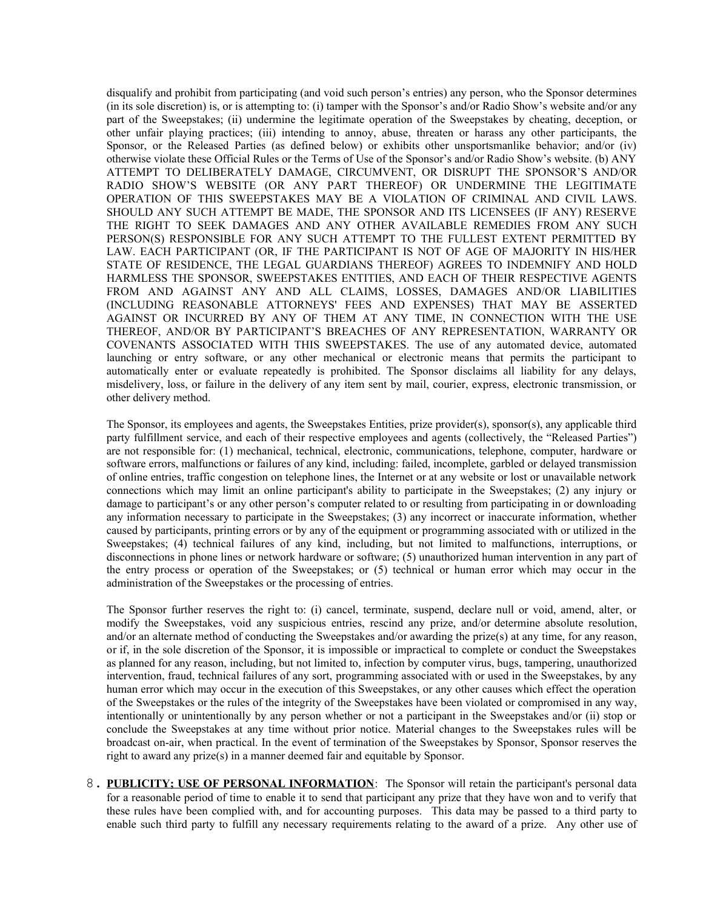disqualify and prohibit from participating (and void such person's entries) any person, who the Sponsor determines (in its sole discretion) is, or is attempting to: (i) tamper with the Sponsor's and/or Radio Show's website and/or any part of the Sweepstakes; (ii) undermine the legitimate operation of the Sweepstakes by cheating, deception, or other unfair playing practices; (iii) intending to annoy, abuse, threaten or harass any other participants, the Sponsor, or the Released Parties (as defined below) or exhibits other unsportsmanlike behavior; and/or (iv) otherwise violate these Official Rules or the Terms of Use of the Sponsor's and/or Radio Show's website. (b) ANY ATTEMPT TO DELIBERATELY DAMAGE, CIRCUMVENT, OR DISRUPT THE SPONSOR'S AND/OR RADIO SHOW'S WEBSITE (OR ANY PART THEREOF) OR UNDERMINE THE LEGITIMATE OPERATION OF THIS SWEEPSTAKES MAY BE A VIOLATION OF CRIMINAL AND CIVIL LAWS. SHOULD ANY SUCH ATTEMPT BE MADE, THE SPONSOR AND ITS LICENSEES (IF ANY) RESERVE THE RIGHT TO SEEK DAMAGES AND ANY OTHER AVAILABLE REMEDIES FROM ANY SUCH PERSON(S) RESPONSIBLE FOR ANY SUCH ATTEMPT TO THE FULLEST EXTENT PERMITTED BY LAW. EACH PARTICIPANT (OR, IF THE PARTICIPANT IS NOT OF AGE OF MAJORITY IN HIS/HER STATE OF RESIDENCE, THE LEGAL GUARDIANS THEREOF) AGREES TO INDEMNIFY AND HOLD HARMLESS THE SPONSOR, SWEEPSTAKES ENTITIES, AND EACH OF THEIR RESPECTIVE AGENTS FROM AND AGAINST ANY AND ALL CLAIMS, LOSSES, DAMAGES AND/OR LIABILITIES (INCLUDING REASONABLE ATTORNEYS' FEES AND EXPENSES) THAT MAY BE ASSERTED AGAINST OR INCURRED BY ANY OF THEM AT ANY TIME, IN CONNECTION WITH THE USE THEREOF, AND/OR BY PARTICIPANT'S BREACHES OF ANY REPRESENTATION, WARRANTY OR COVENANTS ASSOCIATED WITH THIS SWEEPSTAKES. The use of any automated device, automated launching or entry software, or any other mechanical or electronic means that permits the participant to automatically enter or evaluate repeatedly is prohibited. The Sponsor disclaims all liability for any delays, misdelivery, loss, or failure in the delivery of any item sent by mail, courier, express, electronic transmission, or other delivery method.

The Sponsor, its employees and agents, the Sweepstakes Entities, prize provider(s), sponsor(s), any applicable third party fulfillment service, and each of their respective employees and agents (collectively, the "Released Parties") are not responsible for: (1) mechanical, technical, electronic, communications, telephone, computer, hardware or software errors, malfunctions or failures of any kind, including: failed, incomplete, garbled or delayed transmission of online entries, traffic congestion on telephone lines, the Internet or at any website or lost or unavailable network connections which may limit an online participant's ability to participate in the Sweepstakes; (2) any injury or damage to participant's or any other person's computer related to or resulting from participating in or downloading any information necessary to participate in the Sweepstakes; (3) any incorrect or inaccurate information, whether caused by participants, printing errors or by any of the equipment or programming associated with or utilized in the Sweepstakes; (4) technical failures of any kind, including, but not limited to malfunctions, interruptions, or disconnections in phone lines or network hardware or software; (5) unauthorized human intervention in any part of the entry process or operation of the Sweepstakes; or (5) technical or human error which may occur in the administration of the Sweepstakes or the processing of entries.

The Sponsor further reserves the right to: (i) cancel, terminate, suspend, declare null or void, amend, alter, or modify the Sweepstakes, void any suspicious entries, rescind any prize, and/or determine absolute resolution, and/or an alternate method of conducting the Sweepstakes and/or awarding the prize(s) at any time, for any reason, or if, in the sole discretion of the Sponsor, it is impossible or impractical to complete or conduct the Sweepstakes as planned for any reason, including, but not limited to, infection by computer virus, bugs, tampering, unauthorized intervention, fraud, technical failures of any sort, programming associated with or used in the Sweepstakes, by any human error which may occur in the execution of this Sweepstakes, or any other causes which effect the operation of the Sweepstakes or the rules of the integrity of the Sweepstakes have been violated or compromised in any way, intentionally or unintentionally by any person whether or not a participant in the Sweepstakes and/or (ii) stop or conclude the Sweepstakes at any time without prior notice. Material changes to the Sweepstakes rules will be broadcast on-air, when practical. In the event of termination of the Sweepstakes by Sponsor, Sponsor reserves the right to award any prize(s) in a manner deemed fair and equitable by Sponsor.

8. **PUBLICITY; USE OF PERSONAL INFORMATION**: The Sponsor will retain the participant's personal data for a reasonable period of time to enable it to send that participant any prize that they have won and to verify that these rules have been complied with, and for accounting purposes. This data may be passed to a third party to enable such third party to fulfill any necessary requirements relating to the award of a prize. Any other use of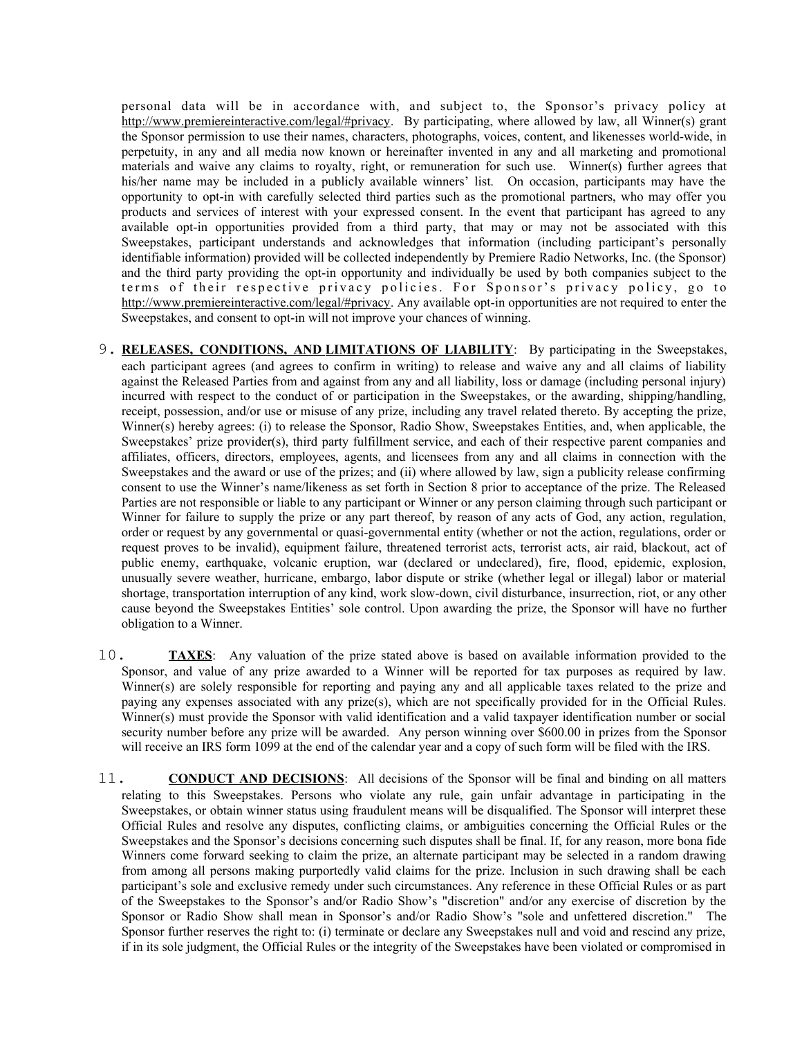personal data will be in accordance with, and subject to, the Sponsor's privacy policy at http://www.premiereinteractive.com/legal/#privacy. By participating, where allowed by law, all Winner(s) grant the Sponsor permission to use their names, characters, photographs, voices, content, and likenesses world-wide, in perpetuity, in any and all media now known or hereinafter invented in any and all marketing and promotional materials and waive any claims to royalty, right, or remuneration for such use. Winner(s) further agrees that his/her name may be included in a publicly available winners' list. On occasion, participants may have the opportunity to opt-in with carefully selected third parties such as the promotional partners, who may offer you products and services of interest with your expressed consent. In the event that participant has agreed to any available opt-in opportunities provided from a third party, that may or may not be associated with this Sweepstakes, participant understands and acknowledges that information (including participant's personally identifiable information) provided will be collected independently by Premiere Radio Networks, Inc. (the Sponsor) and the third party providing the opt-in opportunity and individually be used by both companies subject to the terms of their respective privacy policies. For Sponsor's privacy policy, go to http://www.premiereinteractive.com/legal/#privacy. Any available opt-in opportunities are not required to enter the Sweepstakes, and consent to opt-in will not improve your chances of winning.

9. **RELEASES, CONDITIONS, AND LIMITATIONS OF LIABILITY**: By participating in the Sweepstakes, each participant agrees (and agrees to confirm in writing) to release and waive any and all claims of liability against the Released Parties from and against from any and all liability, loss or damage (including personal injury) incurred with respect to the conduct of or participation in the Sweepstakes, or the awarding, shipping/handling, receipt, possession, and/or use or misuse of any prize, including any travel related thereto. By accepting the prize, Winner(s) hereby agrees: (i) to release the Sponsor, Radio Show, Sweepstakes Entities, and, when applicable, the Sweepstakes' prize provider(s), third party fulfillment service, and each of their respective parent companies and affiliates, officers, directors, employees, agents, and licensees from any and all claims in connection with the Sweepstakes and the award or use of the prizes; and (ii) where allowed by law, sign a publicity release confirming consent to use the Winner's name/likeness as set forth in Section 8 prior to acceptance of the prize. The Released Parties are not responsible or liable to any participant or Winner or any person claiming through such participant or Winner for failure to supply the prize or any part thereof, by reason of any acts of God, any action, regulation, order or request by any governmental or quasi-governmental entity (whether or not the action, regulations, order or request proves to be invalid), equipment failure, threatened terrorist acts, terrorist acts, air raid, blackout, act of public enemy, earthquake, volcanic eruption, war (declared or undeclared), fire, flood, epidemic, explosion, unusually severe weather, hurricane, embargo, labor dispute or strike (whether legal or illegal) labor or material shortage, transportation interruption of any kind, work slow-down, civil disturbance, insurrection, riot, or any other cause beyond the Sweepstakes Entities' sole control. Upon awarding the prize, the Sponsor will have no further obligation to a Winner.

10. **TAXES**: Any valuation of the prize stated above is based on available information provided to the Sponsor, and value of any prize awarded to a Winner will be reported for tax purposes as required by law. Winner(s) are solely responsible for reporting and paying any and all applicable taxes related to the prize and paying any expenses associated with any prize(s), which are not specifically provided for in the Official Rules. Winner(s) must provide the Sponsor with valid identification and a valid taxpayer identification number or social security number before any prize will be awarded. Any person winning over $600.00 in prizes from the Sponsor will receive an IRS form 1099 at the end of the calendar year and a copy of such form will be filed with the IRS.

11. **CONDUCT AND DECISIONS**: All decisions of the Sponsor will be final and binding on all matters relating to this Sweepstakes. Persons who violate any rule, gain unfair advantage in participating in the Sweepstakes, or obtain winner status using fraudulent means will be disqualified. The Sponsor will interpret these Official Rules and resolve any disputes, conflicting claims, or ambiguities concerning the Official Rules or the Sweepstakes and the Sponsor's decisions concerning such disputes shall be final. If, for any reason, more bona fide Winners come forward seeking to claim the prize, an alternate participant may be selected in a random drawing from among all persons making purportedly valid claims for the prize. Inclusion in such drawing shall be each participant's sole and exclusive remedy under such circumstances. Any reference in these Official Rules or as part of the Sweepstakes to the Sponsor's and/or Radio Show's "discretion" and/or any exercise of discretion by the Sponsor or Radio Show shall mean in Sponsor's and/or Radio Show's "sole and unfettered discretion." The Sponsor further reserves the right to: (i) terminate or declare any Sweepstakes null and void and rescind any prize, if in its sole judgment, the Official Rules or the integrity of the Sweepstakes have been violated or compromised in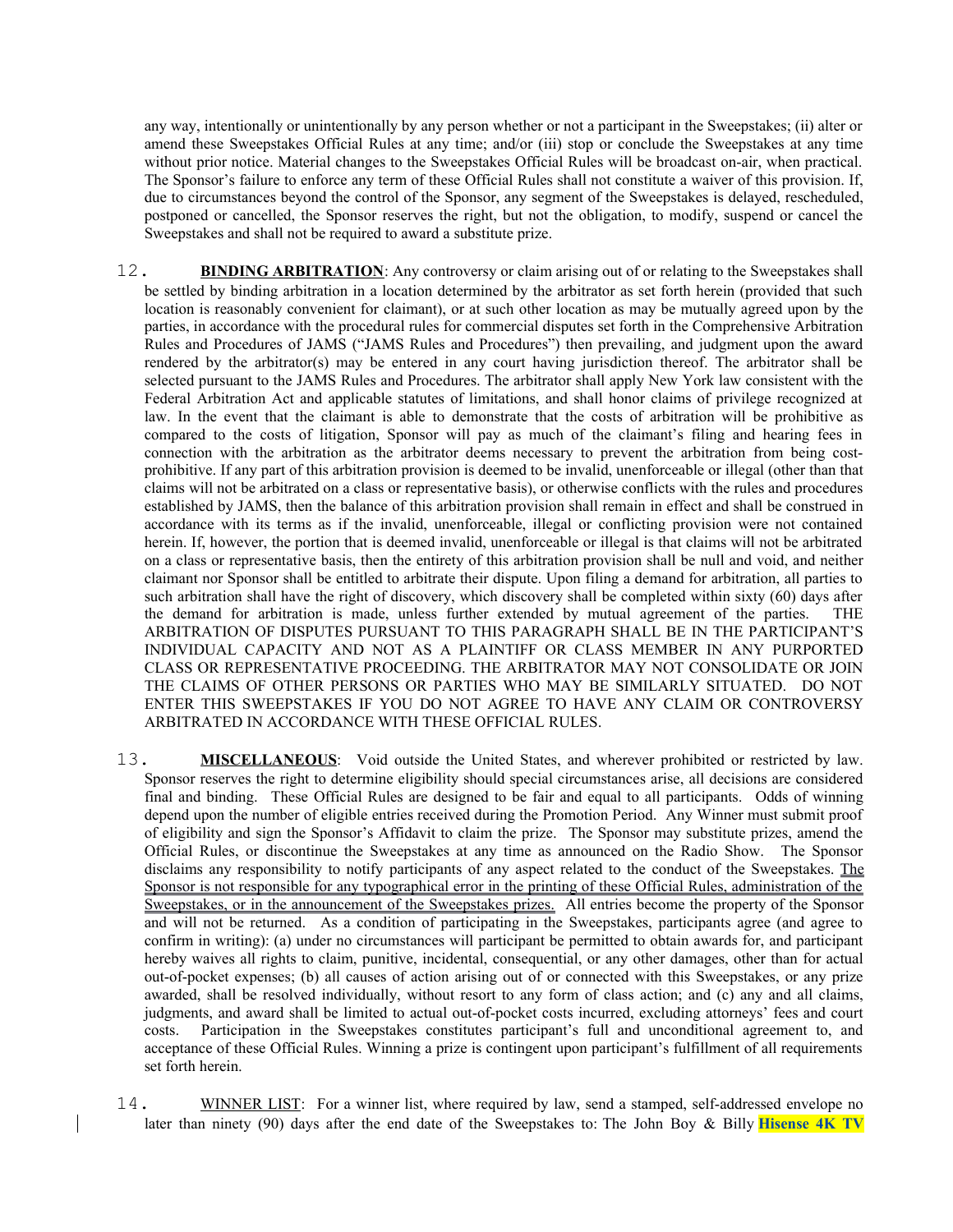any way, intentionally or unintentionally by any person whether or not a participant in the Sweepstakes; (ii) alter or amend these Sweepstakes Official Rules at any time; and/or (iii) stop or conclude the Sweepstakes at any time without prior notice. Material changes to the Sweepstakes Official Rules will be broadcast on-air, when practical. The Sponsor's failure to enforce any term of these Official Rules shall not constitute a waiver of this provision. If, due to circumstances beyond the control of the Sponsor, any segment of the Sweepstakes is delayed, rescheduled, postponed or cancelled, the Sponsor reserves the right, but not the obligation, to modify, suspend or cancel the Sweepstakes and shall not be required to award a substitute prize.

12. **BINDING ARBITRATION**: Any controversy or claim arising out of or relating to the Sweepstakes shall be settled by binding arbitration in a location determined by the arbitrator as set forth herein (provided that such location is reasonably convenient for claimant), or at such other location as may be mutually agreed upon by the parties, in accordance with the procedural rules for commercial disputes set forth in the Comprehensive Arbitration Rules and Procedures of JAMS ("JAMS Rules and Procedures") then prevailing, and judgment upon the award rendered by the arbitrator(s) may be entered in any court having jurisdiction thereof. The arbitrator shall be selected pursuant to the JAMS Rules and Procedures. The arbitrator shall apply New York law consistent with the Federal Arbitration Act and applicable statutes of limitations, and shall honor claims of privilege recognized at law. In the event that the claimant is able to demonstrate that the costs of arbitration will be prohibitive as compared to the costs of litigation, Sponsor will pay as much of the claimant's filing and hearing fees in connection with the arbitration as the arbitrator deems necessary to prevent the arbitration from being cost-prohibitive. If any part of this arbitration provision is deemed to be invalid, unenforceable or illegal (other than that claims will not be arbitrated on a class or representative basis), or otherwise conflicts with the rules and procedures established by JAMS, then the balance of this arbitration provision shall remain in effect and shall be construed in accordance with its terms as if the invalid, unenforceable, illegal or conflicting provision were not contained herein. If, however, the portion that is deemed invalid, unenforceable or illegal is that claims will not be arbitrated on a class or representative basis, then the entirety of this arbitration provision shall be null and void, and neither claimant nor Sponsor shall be entitled to arbitrate their dispute. Upon filing a demand for arbitration, all parties to such arbitration shall have the right of discovery, which discovery shall be completed within sixty (60) days after the demand for arbitration is made, unless further extended by mutual agreement of the parties. THE ARBITRATION OF DISPUTES PURSUANT TO THIS PARAGRAPH SHALL BE IN THE PARTICIPANT'S INDIVIDUAL CAPACITY AND NOT AS A PLAINTIFF OR CLASS MEMBER IN ANY PURPORTED CLASS OR REPRESENTATIVE PROCEEDING. THE ARBITRATOR MAY NOT CONSOLIDATE OR JOIN THE CLAIMS OF OTHER PERSONS OR PARTIES WHO MAY BE SIMILARLY SITUATED. DO NOT ENTER THIS SWEEPSTAKES IF YOU DO NOT AGREE TO HAVE ANY CLAIM OR CONTROVERSY ARBITRATED IN ACCORDANCE WITH THESE OFFICIAL RULES.

13. **MISCELLANEOUS**: Void outside the United States, and wherever prohibited or restricted by law. Sponsor reserves the right to determine eligibility should special circumstances arise, all decisions are considered final and binding. These Official Rules are designed to be fair and equal to all participants. Odds of winning depend upon the number of eligible entries received during the Promotion Period. Any Winner must submit proof of eligibility and sign the Sponsor's Affidavit to claim the prize. The Sponsor may substitute prizes, amend the Official Rules, or discontinue the Sweepstakes at any time as announced on the Radio Show. The Sponsor disclaims any responsibility to notify participants of any aspect related to the conduct of the Sweepstakes. The Sponsor is not responsible for any typographical error in the printing of these Official Rules, administration of the Sweepstakes, or in the announcement of the Sweepstakes prizes. All entries become the property of the Sponsor and will not be returned. As a condition of participating in the Sweepstakes, participants agree (and agree to confirm in writing): (a) under no circumstances will participant be permitted to obtain awards for, and participant hereby waives all rights to claim, punitive, incidental, consequential, or any other damages, other than for actual out-of-pocket expenses; (b) all causes of action arising out of or connected with this Sweepstakes, or any prize awarded, shall be resolved individually, without resort to any form of class action; and (c) any and all claims, judgments, and award shall be limited to actual out-of-pocket costs incurred, excluding attorneys' fees and court costs. Participation in the Sweepstakes constitutes participant's full and unconditional agreement to, and acceptance of these Official Rules. Winning a prize is contingent upon participant's fulfillment of all requirements set forth herein.

14. WINNER LIST: For a winner list, where required by law, send a stamped, self-addressed envelope no later than ninety (90) days after the end date of the Sweepstakes to: The John Boy & Billy **Hisense 4K TV**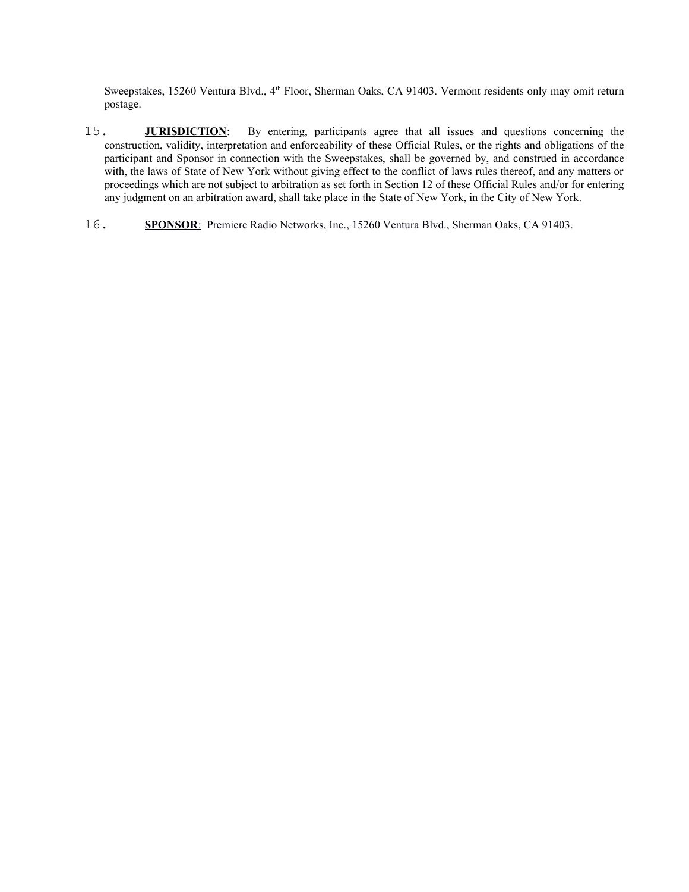Sweepstakes, 15260 Ventura Blvd., 4th Floor, Sherman Oaks, CA 91403. Vermont residents only may omit return postage.

15. **JURISDICTION**: By entering, participants agree that all issues and questions concerning the construction, validity, interpretation and enforceability of these Official Rules, or the rights and obligations of the participant and Sponsor in connection with the Sweepstakes, shall be governed by, and construed in accordance with, the laws of State of New York without giving effect to the conflict of laws rules thereof, and any matters or proceedings which are not subject to arbitration as set forth in Section 12 of these Official Rules and/or for entering any judgment on an arbitration award, shall take place in the State of New York, in the City of New York.

16. **SPONSOR**: Premiere Radio Networks, Inc., 15260 Ventura Blvd., Sherman Oaks, CA 91403.